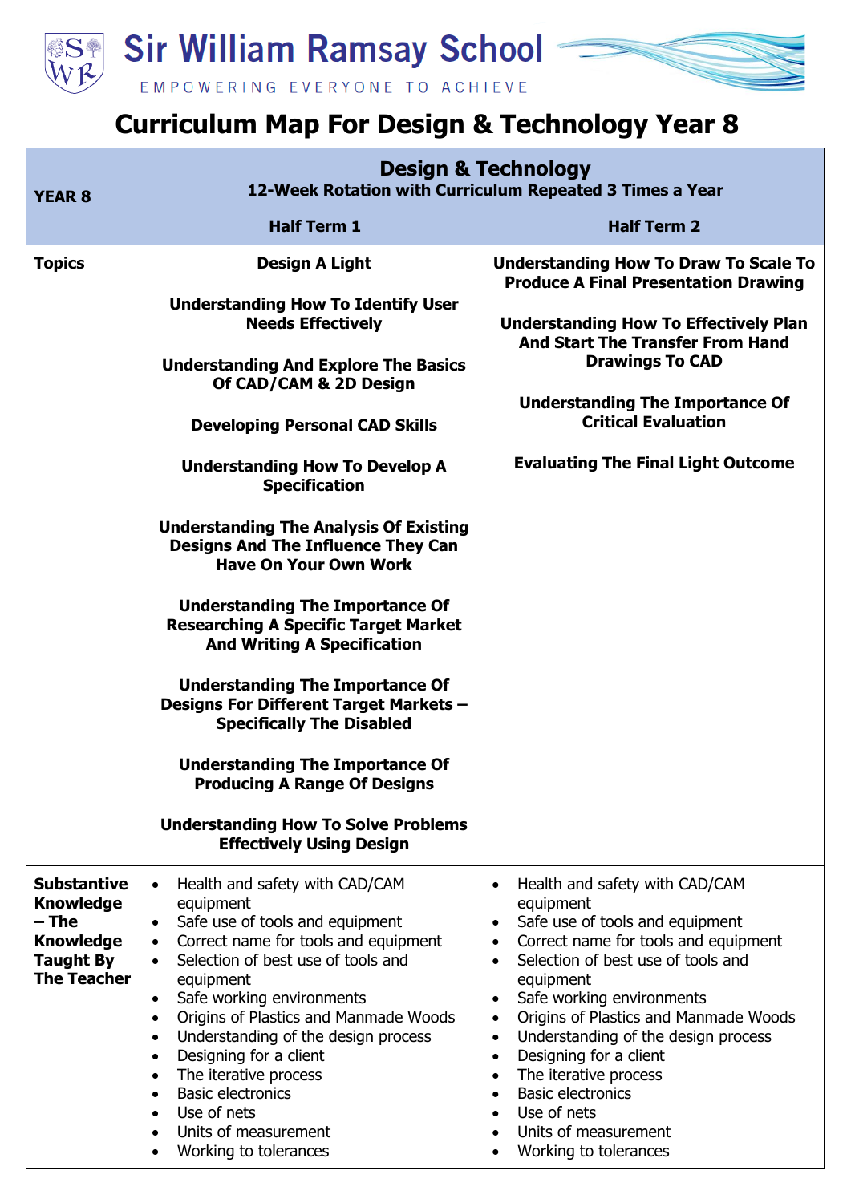# Sir William Ramsay School

EMPOWERING EVERYONE TO ACHIEVE

## Curriculum Map For Design & Technology Year 8

| YEAR 8 | Design & Technology<br>12-Week Rotation with Curriculum Repeated 3 Times a Year | |
|---|---|---|
| | **Half Term 1** | **Half Term 2** |
| **Topics** | **Design A Light**<br><br>**Understanding How To Identify User Needs Effectively**<br><br>**Understanding And Explore The Basics Of CAD/CAM & 2D Design**<br><br>**Developing Personal CAD Skills**<br><br>**Understanding How To Develop A Specification**<br><br>**Understanding The Analysis Of Existing Designs And The Influence They Can Have On Your Own Work**<br><br>**Understanding The Importance Of Researching A Specific Target Market And Writing A Specification**<br><br>**Understanding The Importance Of Designs For Different Target Markets – Specifically The Disabled**<br><br>**Understanding The Importance Of Producing A Range Of Designs**<br><br>**Understanding How To Solve Problems Effectively Using Design** | **Understanding How To Draw To Scale To Produce A Final Presentation Drawing**<br><br>**Understanding How To Effectively Plan And Start The Transfer From Hand Drawings To CAD**<br><br>**Understanding The Importance Of Critical Evaluation**<br><br>**Evaluating The Final Light Outcome** |
| **Substantive Knowledge – The Knowledge Taught By The Teacher** | • Health and safety with CAD/CAM equipment<br>• Safe use of tools and equipment<br>• Correct name for tools and equipment<br>• Selection of best use of tools and equipment<br>• Safe working environments<br>• Origins of Plastics and Manmade Woods<br>• Understanding of the design process<br>• Designing for a client<br>• The iterative process<br>• Basic electronics<br>• Use of nets<br>• Units of measurement<br>• Working to tolerances | • Health and safety with CAD/CAM equipment<br>• Safe use of tools and equipment<br>• Correct name for tools and equipment<br>• Selection of best use of tools and equipment<br>• Safe working environments<br>• Origins of Plastics and Manmade Woods<br>• Understanding of the design process<br>• Designing for a client<br>• The iterative process<br>• Basic electronics<br>• Use of nets<br>• Units of measurement<br>• Working to tolerances |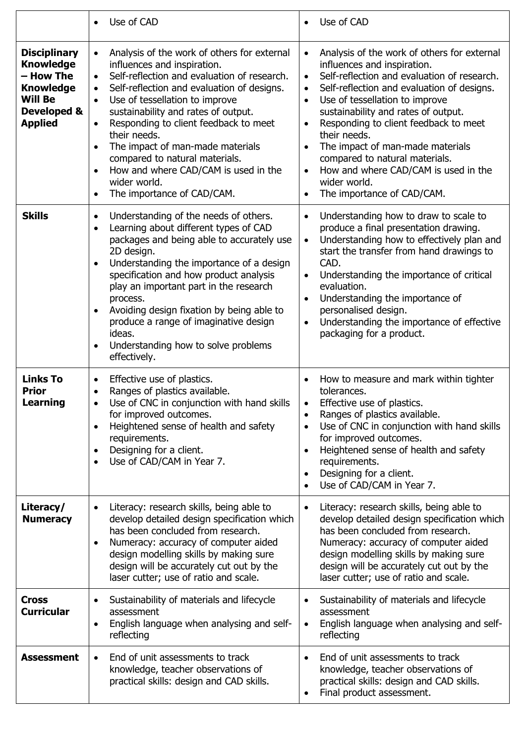| | | |
|---|---|---|
| | • Use of CAD | • Use of CAD |
| **Disciplinary Knowledge – How The Knowledge Will Be Developed & Applied** | • Analysis of the work of others for external influences and inspiration.<br>• Self-reflection and evaluation of research.<br>• Self-reflection and evaluation of designs.<br>• Use of tessellation to improve sustainability and rates of output.<br>• Responding to client feedback to meet their needs.<br>• The impact of man-made materials compared to natural materials.<br>• How and where CAD/CAM is used in the wider world.<br>• The importance of CAD/CAM. | • Analysis of the work of others for external influences and inspiration.<br>• Self-reflection and evaluation of research.<br>• Self-reflection and evaluation of designs.<br>• Use of tessellation to improve sustainability and rates of output.<br>• Responding to client feedback to meet their needs.<br>• The impact of man-made materials compared to natural materials.<br>• How and where CAD/CAM is used in the wider world.<br>• The importance of CAD/CAM. |
| **Skills** | • Understanding of the needs of others.<br>• Learning about different types of CAD packages and being able to accurately use 2D design.<br>• Understanding the importance of a design specification and how product analysis play an important part in the research process.<br>• Avoiding design fixation by being able to produce a range of imaginative design ideas.<br>• Understanding how to solve problems effectively. | • Understanding how to draw to scale to produce a final presentation drawing.<br>• Understanding how to effectively plan and start the transfer from hand drawings to CAD.<br>• Understanding the importance of critical evaluation.<br>• Understanding the importance of personalised design.<br>• Understanding the importance of effective packaging for a product. |
| **Links To Prior Learning** | • Effective use of plastics.<br>• Ranges of plastics available.<br>• Use of CNC in conjunction with hand skills for improved outcomes.<br>• Heightened sense of health and safety requirements.<br>• Designing for a client.<br>• Use of CAD/CAM in Year 7. | • How to measure and mark within tighter tolerances.<br>• Effective use of plastics.<br>• Ranges of plastics available.<br>• Use of CNC in conjunction with hand skills for improved outcomes.<br>• Heightened sense of health and safety requirements.<br>• Designing for a client.<br>• Use of CAD/CAM in Year 7. |
| **Literacy/ Numeracy** | • Literacy: research skills, being able to develop detailed design specification which has been concluded from research.<br>• Numeracy: accuracy of computer aided design modelling skills by making sure design will be accurately cut out by the laser cutter; use of ratio and scale. | • Literacy: research skills, being able to develop detailed design specification which has been concluded from research. Numeracy: accuracy of computer aided design modelling skills by making sure design will be accurately cut out by the laser cutter; use of ratio and scale. |
| **Cross Curricular** | • Sustainability of materials and lifecycle assessment<br>• English language when analysing and self-reflecting | • Sustainability of materials and lifecycle assessment<br>• English language when analysing and self-reflecting |
| **Assessment** | • End of unit assessments to track knowledge, teacher observations of practical skills: design and CAD skills. | • End of unit assessments to track knowledge, teacher observations of practical skills: design and CAD skills.<br>• Final product assessment. |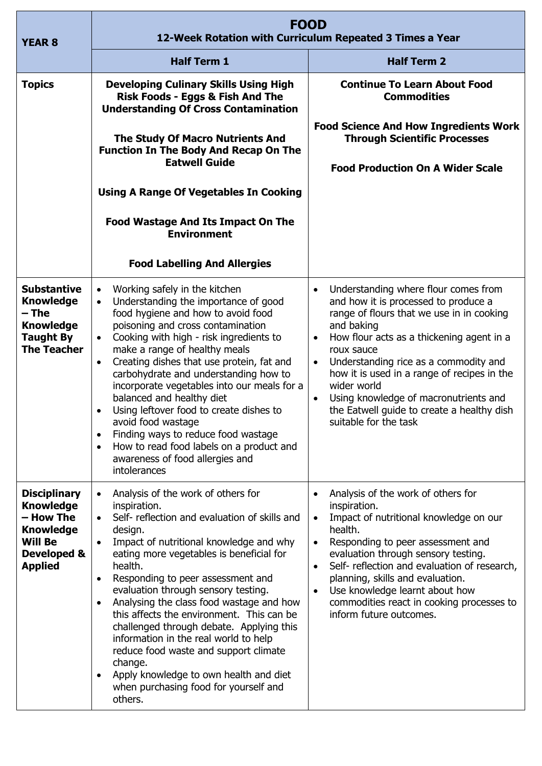| YEAR 8 | FOOD<br>12-Week Rotation with Curriculum Repeated 3 Times a Year | |
|---|---|---|
| | **Half Term 1** | **Half Term 2** |
| **Topics** | **Developing Culinary Skills Using High Risk Foods - Eggs & Fish And The Understanding Of Cross Contamination**<br><br>**The Study Of Macro Nutrients And Function In The Body And Recap On The Eatwell Guide**<br><br>**Using A Range Of Vegetables In Cooking**<br><br>**Food Wastage And Its Impact On The Environment**<br><br>**Food Labelling And Allergies** | **Continue To Learn About Food Commodities**<br><br>**Food Science And How Ingredients Work Through Scientific Processes**<br><br>**Food Production On A Wider Scale** |
| **Substantive Knowledge – The Knowledge Taught By The Teacher** | • Working safely in the kitchen<br>• Understanding the importance of good food hygiene and how to avoid food poisoning and cross contamination<br>• Cooking with high - risk ingredients to make a range of healthy meals<br>• Creating dishes that use protein, fat and carbohydrate and understanding how to incorporate vegetables into our meals for a balanced and healthy diet<br>• Using leftover food to create dishes to avoid food wastage<br>• Finding ways to reduce food wastage<br>• How to read food labels on a product and awareness of food allergies and intolerances | • Understanding where flour comes from and how it is processed to produce a range of flours that we use in in cooking and baking<br>• How flour acts as a thickening agent in a roux sauce<br>• Understanding rice as a commodity and how it is used in a range of recipes in the wider world<br>• Using knowledge of macronutrients and the Eatwell guide to create a healthy dish suitable for the task |
| **Disciplinary Knowledge – How The Knowledge Will Be Developed & Applied** | • Analysis of the work of others for inspiration.<br>• Self- reflection and evaluation of skills and design.<br>• Impact of nutritional knowledge and why eating more vegetables is beneficial for health.<br>• Responding to peer assessment and evaluation through sensory testing.<br>• Analysing the class food wastage and how this affects the environment. This can be challenged through debate. Applying this information in the real world to help reduce food waste and support climate change.<br>• Apply knowledge to own health and diet when purchasing food for yourself and others. | • Analysis of the work of others for inspiration.<br>• Impact of nutritional knowledge on our health.<br>• Responding to peer assessment and evaluation through sensory testing.<br>• Self- reflection and evaluation of research, planning, skills and evaluation.<br>• Use knowledge learnt about how commodities react in cooking processes to inform future outcomes. |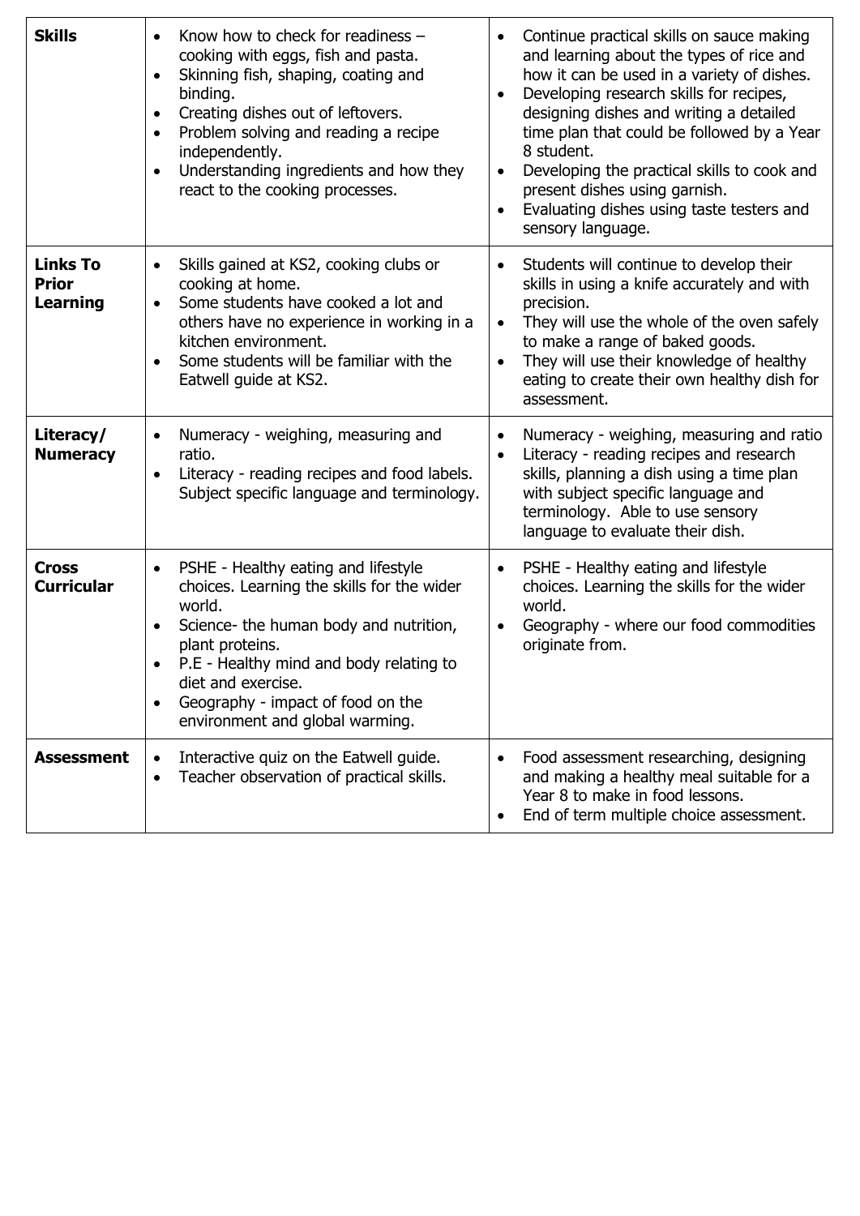| **Skills** | • Know how to check for readiness – cooking with eggs, fish and pasta.<br>• Skinning fish, shaping, coating and binding.<br>• Creating dishes out of leftovers.<br>• Problem solving and reading a recipe independently.<br>• Understanding ingredients and how they react to the cooking processes. | • Continue practical skills on sauce making and learning about the types of rice and how it can be used in a variety of dishes.<br>• Developing research skills for recipes, designing dishes and writing a detailed time plan that could be followed by a Year 8 student.<br>• Developing the practical skills to cook and present dishes using garnish.<br>• Evaluating dishes using taste testers and sensory language. |
|---|---|---|
| **Links To Prior Learning** | • Skills gained at KS2, cooking clubs or cooking at home.<br>• Some students have cooked a lot and others have no experience in working in a kitchen environment.<br>• Some students will be familiar with the Eatwell guide at KS2. | • Students will continue to develop their skills in using a knife accurately and with precision.<br>• They will use the whole of the oven safely to make a range of baked goods.<br>• They will use their knowledge of healthy eating to create their own healthy dish for assessment. |
| **Literacy/ Numeracy** | • Numeracy - weighing, measuring and ratio.<br>• Literacy - reading recipes and food labels. Subject specific language and terminology. | • Numeracy - weighing, measuring and ratio<br>• Literacy - reading recipes and research skills, planning a dish using a time plan with subject specific language and terminology. Able to use sensory language to evaluate their dish. |
| **Cross Curricular** | • PSHE - Healthy eating and lifestyle choices. Learning the skills for the wider world.<br>• Science- the human body and nutrition, plant proteins.<br>• P.E - Healthy mind and body relating to diet and exercise.<br>• Geography - impact of food on the environment and global warming. | • PSHE - Healthy eating and lifestyle choices. Learning the skills for the wider world.<br>• Geography - where our food commodities originate from. |
| **Assessment** | • Interactive quiz on the Eatwell guide.<br>• Teacher observation of practical skills. | • Food assessment researching, designing and making a healthy meal suitable for a Year 8 to make in food lessons.<br>• End of term multiple choice assessment. |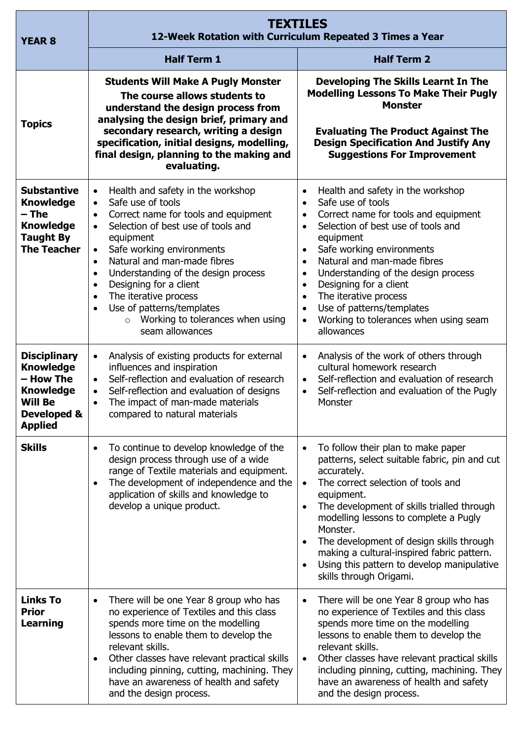| YEAR 8 | TEXTILES<br>12-Week Rotation with Curriculum Repeated 3 Times a Year | |
|---|---|---|
| | **Half Term 1** | **Half Term 2** |
| **Topics** | **Students Will Make A Pugly Monster**<br>**The course allows students to understand the design process from analysing the design brief, primary and secondary research, writing a design specification, initial designs, modelling, final design, planning to the making and evaluating.** | **Developing The Skills Learnt In The Modelling Lessons To Make Their Pugly Monster**<br><br>**Evaluating The Product Against The Design Specification And Justify Any Suggestions For Improvement** |
| **Substantive Knowledge – The Knowledge Taught By The Teacher** | • Health and safety in the workshop<br>• Safe use of tools<br>• Correct name for tools and equipment<br>• Selection of best use of tools and equipment<br>• Safe working environments<br>• Natural and man-made fibres<br>• Understanding of the design process<br>• Designing for a client<br>• The iterative process<br>• Use of patterns/templates<br>&nbsp;&nbsp;&nbsp;&nbsp;○ Working to tolerances when using seam allowances | • Health and safety in the workshop<br>• Safe use of tools<br>• Correct name for tools and equipment<br>• Selection of best use of tools and equipment<br>• Safe working environments<br>• Natural and man-made fibres<br>• Understanding of the design process<br>• Designing for a client<br>• The iterative process<br>• Use of patterns/templates<br>• Working to tolerances when using seam allowances |
| **Disciplinary Knowledge – How The Knowledge Will Be Developed & Applied** | • Analysis of existing products for external influences and inspiration<br>• Self-reflection and evaluation of research<br>• Self-reflection and evaluation of designs<br>• The impact of man-made materials compared to natural materials | • Analysis of the work of others through cultural homework research<br>• Self-reflection and evaluation of research<br>• Self-reflection and evaluation of the Pugly Monster |
| **Skills** | • To continue to develop knowledge of the design process through use of a wide range of Textile materials and equipment.<br>• The development of independence and the application of skills and knowledge to develop a unique product. | • To follow their plan to make paper patterns, select suitable fabric, pin and cut accurately.<br>• The correct selection of tools and equipment.<br>• The development of skills trialled through modelling lessons to complete a Pugly Monster.<br>• The development of design skills through making a cultural-inspired fabric pattern.<br>• Using this pattern to develop manipulative skills through Origami. |
| **Links To Prior Learning** | • There will be one Year 8 group who has no experience of Textiles and this class spends more time on the modelling lessons to enable them to develop the relevant skills.<br>• Other classes have relevant practical skills including pinning, cutting, machining. They have an awareness of health and safety and the design process. | • There will be one Year 8 group who has no experience of Textiles and this class spends more time on the modelling lessons to enable them to develop the relevant skills.<br>• Other classes have relevant practical skills including pinning, cutting, machining. They have an awareness of health and safety and the design process. |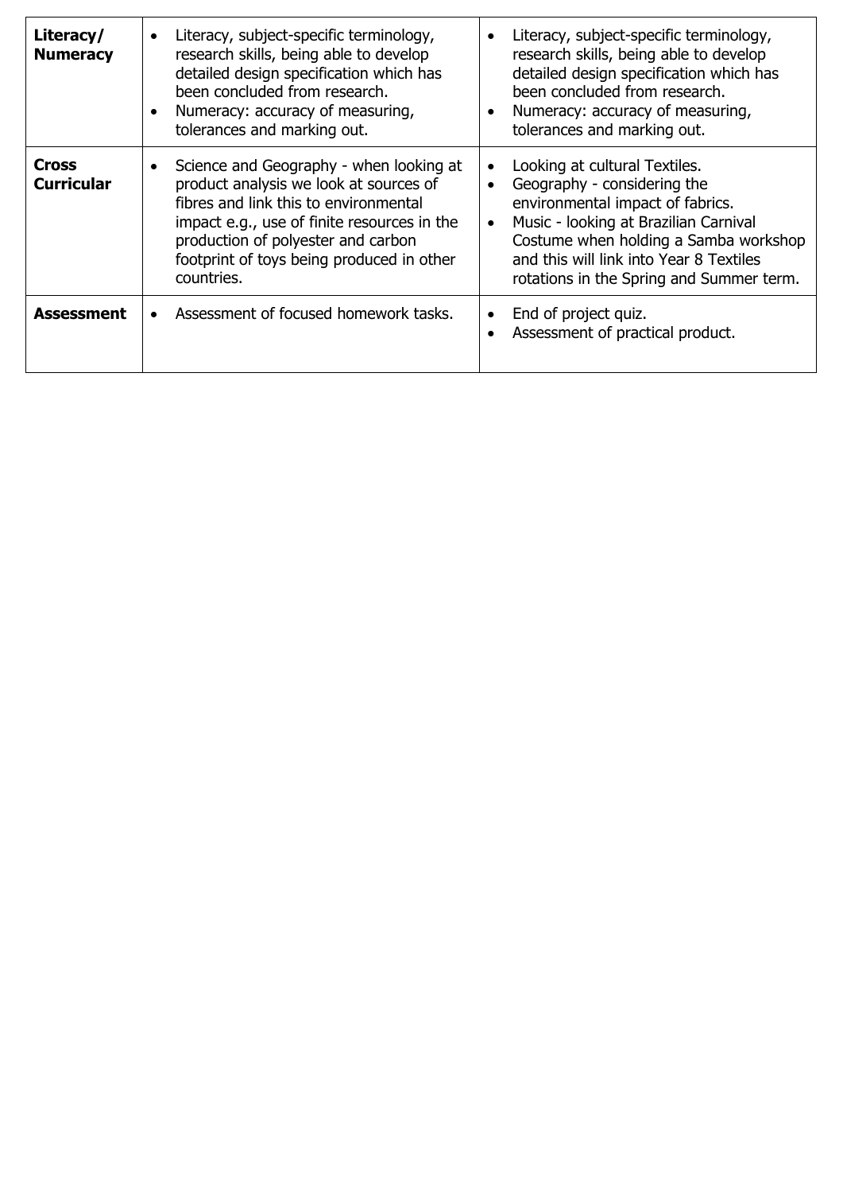| | | |
|---|---|---|
| **Literacy/ Numeracy** | • Literacy, subject-specific terminology, research skills, being able to develop detailed design specification which has been concluded from research.<br>• Numeracy: accuracy of measuring, tolerances and marking out. | • Literacy, subject-specific terminology, research skills, being able to develop detailed design specification which has been concluded from research.<br>• Numeracy: accuracy of measuring, tolerances and marking out. |
| **Cross Curricular** | • Science and Geography - when looking at product analysis we look at sources of fibres and link this to environmental impact e.g., use of finite resources in the production of polyester and carbon footprint of toys being produced in other countries. | • Looking at cultural Textiles.<br>• Geography - considering the environmental impact of fabrics.<br>• Music - looking at Brazilian Carnival Costume when holding a Samba workshop and this will link into Year 8 Textiles rotations in the Spring and Summer term. |
| **Assessment** | • Assessment of focused homework tasks. | • End of project quiz.<br>• Assessment of practical product. |